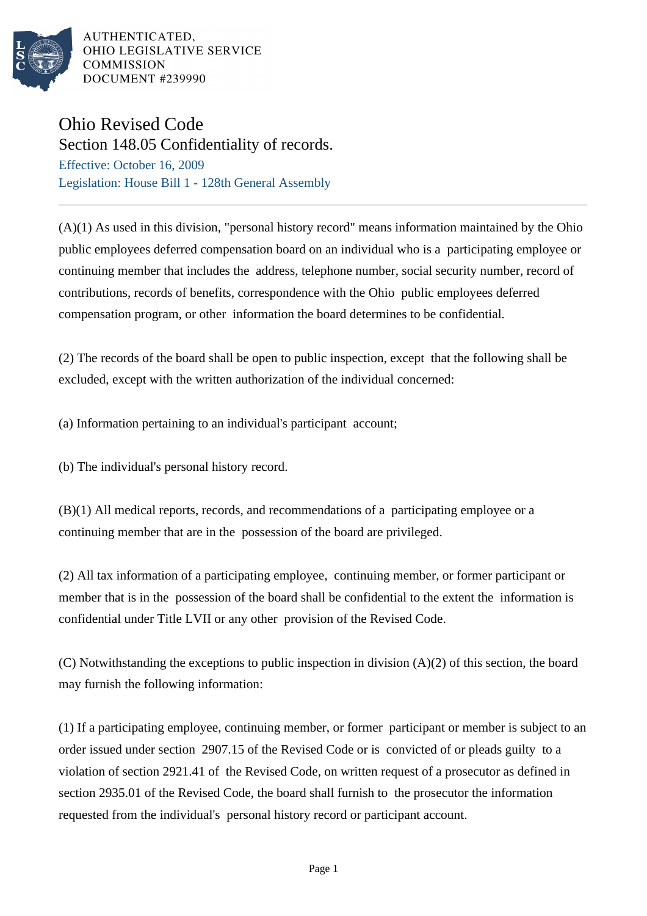AUTHENTICATED,
OHIO LEGISLATIVE SERVICE
COMMISSION
DOCUMENT #239990

# Ohio Revised Code

## Section 148.05 Confidentiality of records.

Effective: October 16, 2009

Legislation: House Bill 1 - 128th General Assembly

(A)(1) As used in this division, "personal history record" means information maintained by the Ohio public employees deferred compensation board on an individual who is a participating employee or continuing member that includes the address, telephone number, social security number, record of contributions, records of benefits, correspondence with the Ohio public employees deferred compensation program, or other information the board determines to be confidential.

(2) The records of the board shall be open to public inspection, except that the following shall be excluded, except with the written authorization of the individual concerned:

(a) Information pertaining to an individual's participant account;

(b) The individual's personal history record.

(B)(1) All medical reports, records, and recommendations of a participating employee or a continuing member that are in the possession of the board are privileged.

(2) All tax information of a participating employee, continuing member, or former participant or member that is in the possession of the board shall be confidential to the extent the information is confidential under Title LVII or any other provision of the Revised Code.

(C) Notwithstanding the exceptions to public inspection in division (A)(2) of this section, the board may furnish the following information:

(1) If a participating employee, continuing member, or former participant or member is subject to an order issued under section 2907.15 of the Revised Code or is convicted of or pleads guilty to a violation of section 2921.41 of the Revised Code, on written request of a prosecutor as defined in section 2935.01 of the Revised Code, the board shall furnish to the prosecutor the information requested from the individual's personal history record or participant account.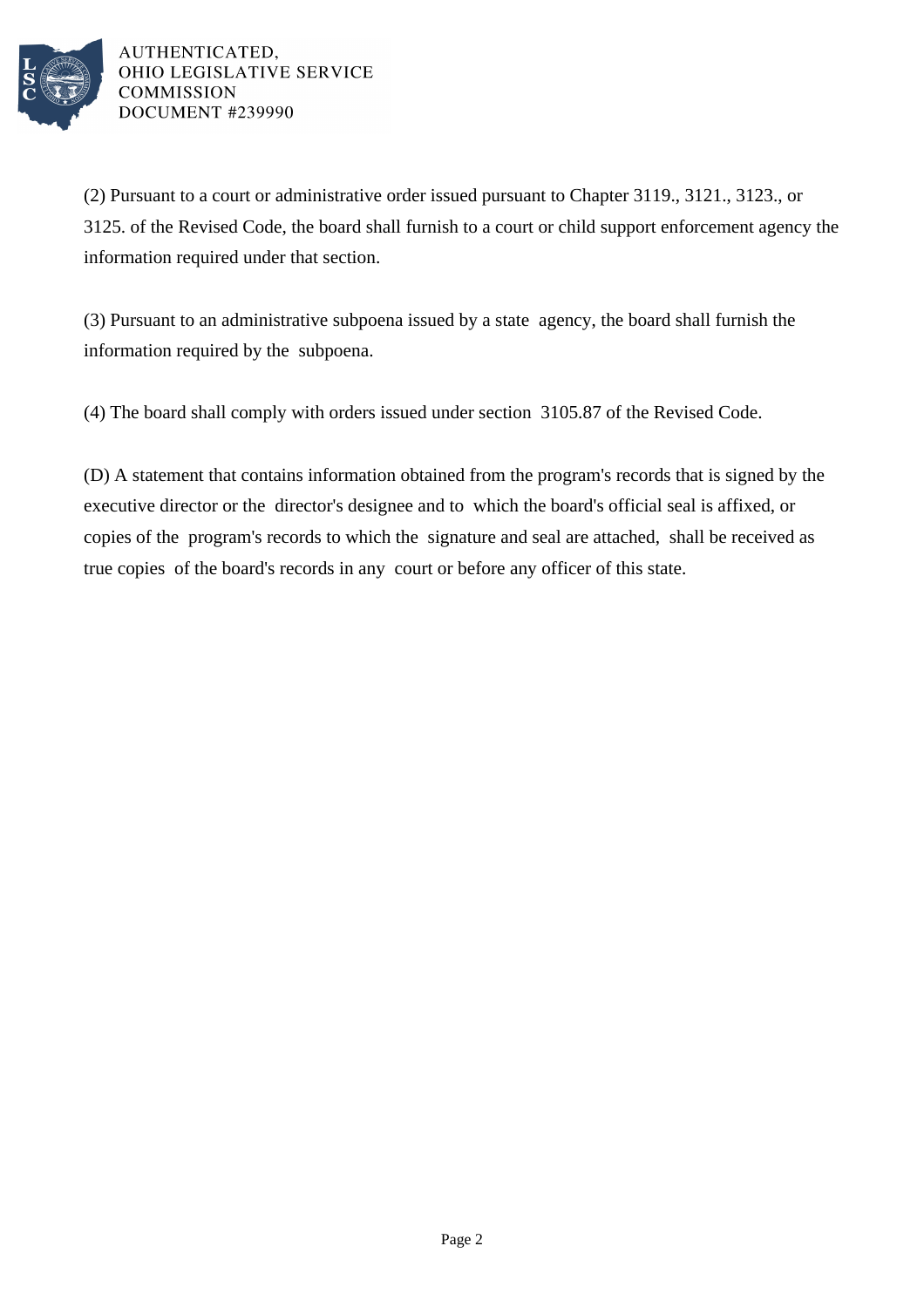(2) Pursuant to a court or administrative order issued pursuant to Chapter 3119., 3121., 3123., or 3125. of the Revised Code, the board shall furnish to a court or child support enforcement agency the information required under that section.

(3) Pursuant to an administrative subpoena issued by a state agency, the board shall furnish the information required by the subpoena.

(4) The board shall comply with orders issued under section 3105.87 of the Revised Code.

(D) A statement that contains information obtained from the program's records that is signed by the executive director or the director's designee and to which the board's official seal is affixed, or copies of the program's records to which the signature and seal are attached, shall be received as true copies of the board's records in any court or before any officer of this state.